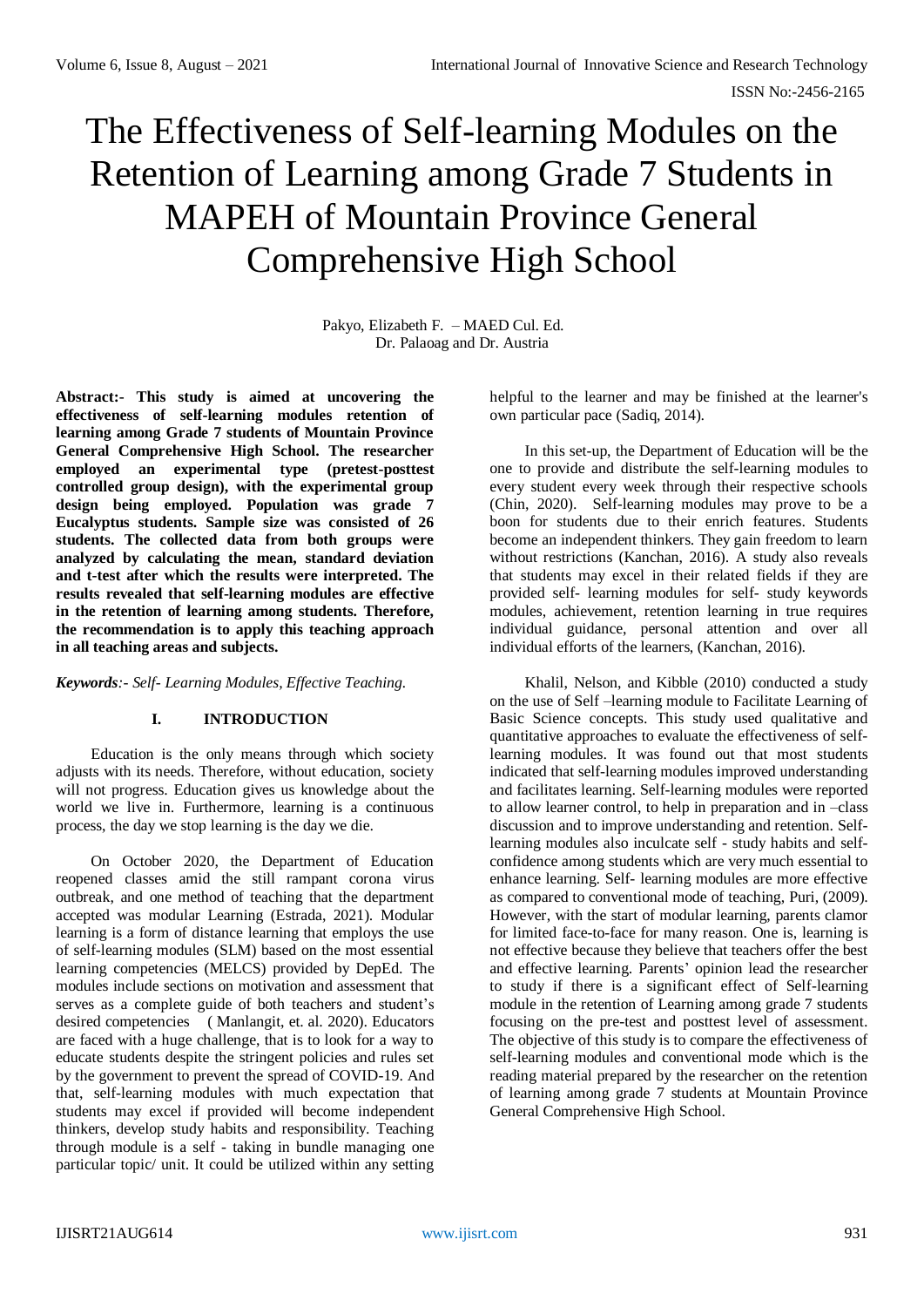# The Effectiveness of Self-learning Modules on the Retention of Learning among Grade 7 Students in MAPEH of Mountain Province General Comprehensive High School

Pakyo, Elizabeth F. – MAED Cul. Ed.
Dr. Palaoag and Dr. Austria

**Abstract:- This study is aimed at uncovering the effectiveness of self-learning modules retention of learning among Grade 7 students of Mountain Province General Comprehensive High School. The researcher employed an experimental type (pretest-posttest controlled group design), with the experimental group design being employed. Population was grade 7 Eucalyptus students. Sample size was consisted of 26 students. The collected data from both groups were analyzed by calculating the mean, standard deviation and t-test after which the results were interpreted. The results revealed that self-learning modules are effective in the retention of learning among students. Therefore, the recommendation is to apply this teaching approach in all teaching areas and subjects.**

***Keywords****:- Self- Learning Modules, Effective Teaching.*

## I. INTRODUCTION

Education is the only means through which society adjusts with its needs. Therefore, without education, society will not progress. Education gives us knowledge about the world we live in. Furthermore, learning is a continuous process, the day we stop learning is the day we die.

On October 2020, the Department of Education reopened classes amid the still rampant corona virus outbreak, and one method of teaching that the department accepted was modular Learning (Estrada, 2021). Modular learning is a form of distance learning that employs the use of self-learning modules (SLM) based on the most essential learning competencies (MELCS) provided by DepEd. The modules include sections on motivation and assessment that serves as a complete guide of both teachers and student's desired competencies ( Manlangit, et. al. 2020). Educators are faced with a huge challenge, that is to look for a way to educate students despite the stringent policies and rules set by the government to prevent the spread of COVID-19. And that, self-learning modules with much expectation that students may excel if provided will become independent thinkers, develop study habits and responsibility. Teaching through module is a self - taking in bundle managing one particular topic/ unit. It could be utilized within any setting helpful to the learner and may be finished at the learner's own particular pace (Sadiq, 2014).

In this set-up, the Department of Education will be the one to provide and distribute the self-learning modules to every student every week through their respective schools (Chin, 2020). Self-learning modules may prove to be a boon for students due to their enrich features. Students become an independent thinkers. They gain freedom to learn without restrictions (Kanchan, 2016). A study also reveals that students may excel in their related fields if they are provided self- learning modules for self- study keywords modules, achievement, retention learning in true requires individual guidance, personal attention and over all individual efforts of the learners, (Kanchan, 2016).

Khalil, Nelson, and Kibble (2010) conducted a study on the use of Self –learning module to Facilitate Learning of Basic Science concepts. This study used qualitative and quantitative approaches to evaluate the effectiveness of self-learning modules. It was found out that most students indicated that self-learning modules improved understanding and facilitates learning. Self-learning modules were reported to allow learner control, to help in preparation and in –class discussion and to improve understanding and retention. Self-learning modules also inculcate self - study habits and self-confidence among students which are very much essential to enhance learning. Self- learning modules are more effective as compared to conventional mode of teaching, Puri, (2009). However, with the start of modular learning, parents clamor for limited face-to-face for many reason. One is, learning is not effective because they believe that teachers offer the best and effective learning. Parents' opinion lead the researcher to study if there is a significant effect of Self-learning module in the retention of Learning among grade 7 students focusing on the pre-test and posttest level of assessment. The objective of this study is to compare the effectiveness of self-learning modules and conventional mode which is the reading material prepared by the researcher on the retention of learning among grade 7 students at Mountain Province General Comprehensive High School.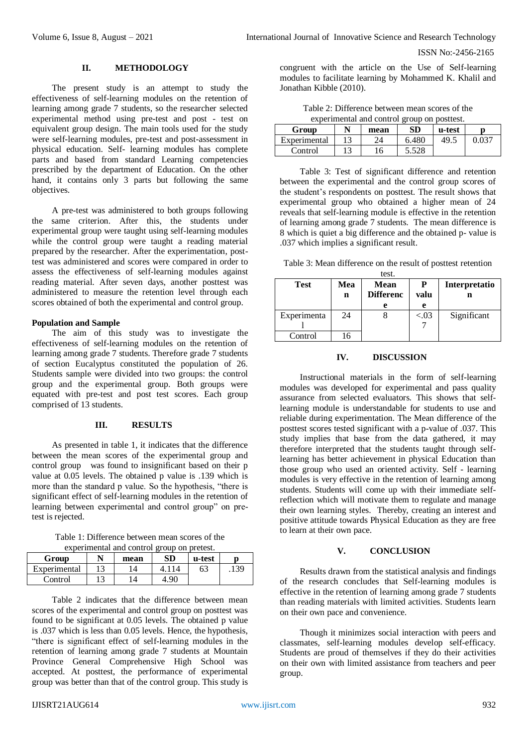## II. METHODOLOGY

The present study is an attempt to study the effectiveness of self-learning modules on the retention of learning among grade 7 students, so the researcher selected experimental method using pre-test and post - test on equivalent group design. The main tools used for the study were self-learning modules, pre-test and post-assessment in physical education. Self- learning modules has complete parts and based from standard Learning competencies prescribed by the department of Education. On the other hand, it contains only 3 parts but following the same objectives.

A pre-test was administered to both groups following the same criterion. After this, the students under experimental group were taught using self-learning modules while the control group were taught a reading material prepared by the researcher. After the experimentation, post-test was administered and scores were compared in order to assess the effectiveness of self-learning modules against reading material. After seven days, another posttest was administered to measure the retention level through each scores obtained of both the experimental and control group.

**Population and Sample**

The aim of this study was to investigate the effectiveness of self-learning modules on the retention of learning among grade 7 students. Therefore grade 7 students of section Eucalyptus constituted the population of 26. Students sample were divided into two groups: the control group and the experimental group. Both groups were equated with pre-test and post test scores. Each group comprised of 13 students.

## III. RESULTS

As presented in table 1, it indicates that the difference between the mean scores of the experimental group and control group was found to insignificant based on their p value at 0.05 levels. The obtained p value is .139 which is more than the standard p value. So the hypothesis, "there is significant effect of self-learning modules in the retention of learning between experimental and control group" on pre-test is rejected.

Table 1: Difference between mean scores of the experimental and control group on pretest.

| Group | N | mean | SD | u-test | p |
|---|---|---|---|---|---|
| Experimental | 13 | 14 | 4.114 | 63 | .139 |
| Control | 13 | 14 | 4.90 | | |

Table 2 indicates that the difference between mean scores of the experimental and control group on posttest was found to be significant at 0.05 levels. The obtained p value is .037 which is less than 0.05 levels. Hence, the hypothesis, "there is significant effect of self-learning modules in the retention of learning among grade 7 students at Mountain Province General Comprehensive High School was accepted. At posttest, the performance of experimental group was better than that of the control group. This study is congruent with the article on the Use of Self-learning modules to facilitate learning by Mohammed K. Khalil and Jonathan Kibble (2010).

Table 2: Difference between mean scores of the experimental and control group on posttest.

| Group | N | mean | SD | u-test | p |
|---|---|---|---|---|---|
| Experimental | 13 | 24 | 6.480 | 49.5 | 0.037 |
| Control | 13 | 16 | 5.528 | | |

Table 3: Test of significant difference and retention between the experimental and the control group scores of the student's respondents on posttest. The result shows that experimental group who obtained a higher mean of 24 reveals that self-learning module is effective in the retention of learning among grade 7 students. The mean difference is 8 which is quiet a big difference and the obtained p- value is .037 which implies a significant result.

Table 3: Mean difference on the result of posttest retention test.

| Test | Mean | Mean Difference | P value | Interpretation |
|---|---|---|---|---|
| Experimental | 24 | 8 | <.037 | Significant |
| Control | 16 | | | |

## IV. DISCUSSION

Instructional materials in the form of self-learning modules was developed for experimental and pass quality assurance from selected evaluators. This shows that self-learning module is understandable for students to use and reliable during experimentation. The Mean difference of the posttest scores tested significant with a p-value of .037. This study implies that base from the data gathered, it may therefore interpreted that the students taught through self-learning has better achievement in physical Education than those group who used an oriented activity. Self - learning modules is very effective in the retention of learning among students. Students will come up with their immediate self-reflection which will motivate them to regulate and manage their own learning styles. Thereby, creating an interest and positive attitude towards Physical Education as they are free to learn at their own pace.

## V. CONCLUSION

Results drawn from the statistical analysis and findings of the research concludes that Self-learning modules is effective in the retention of learning among grade 7 students than reading materials with limited activities. Students learn on their own pace and convenience.

Though it minimizes social interaction with peers and classmates, self-learning modules develop self-efficacy. Students are proud of themselves if they do their activities on their own with limited assistance from teachers and peer group.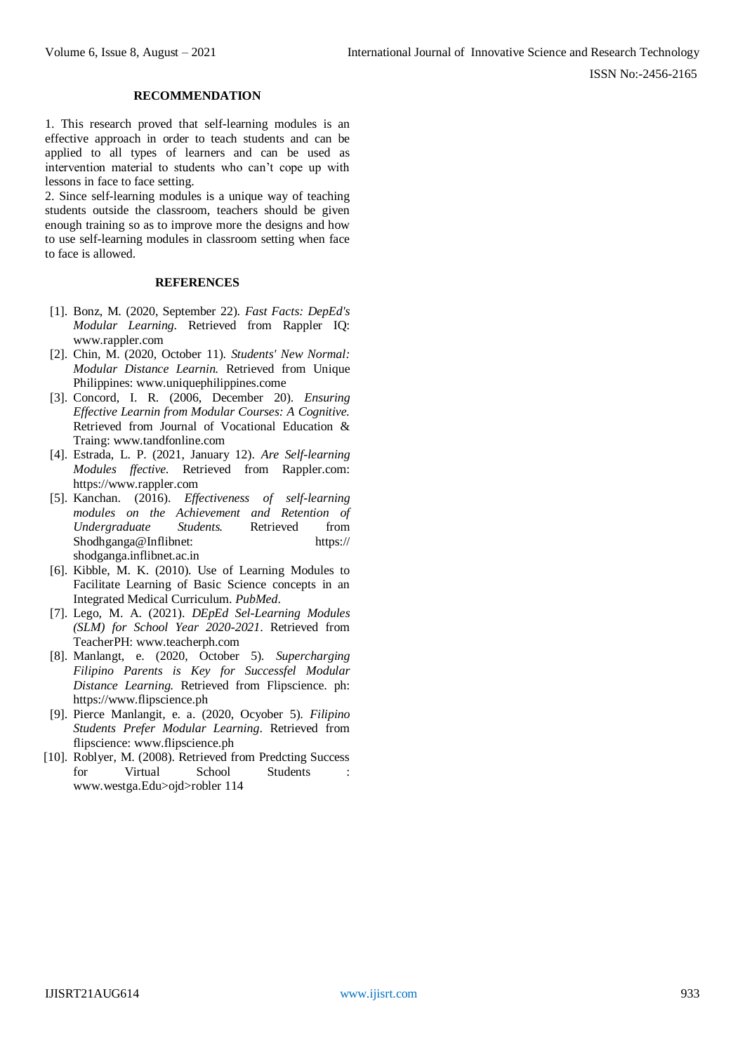## RECOMMENDATION

1. This research proved that self-learning modules is an effective approach in order to teach students and can be applied to all types of learners and can be used as intervention material to students who can't cope up with lessons in face to face setting.
2. Since self-learning modules is a unique way of teaching students outside the classroom, teachers should be given enough training so as to improve more the designs and how to use self-learning modules in classroom setting when face to face is allowed.

## REFERENCES

[1]. Bonz, M. (2020, September 22). *Fast Facts: DepEd's Modular Learning*. Retrieved from Rappler IQ: www.rappler.com

[2]. Chin, M. (2020, October 11). *Students' New Normal: Modular Distance Learnin.* Retrieved from Unique Philippines: www.uniquephilippines.come

[3]. Concord, I. R. (2006, December 20). *Ensuring Effective Learnin from Modular Courses: A Cognitive.* Retrieved from Journal of Vocational Education & Traing: www.tandfonline.com

[4]. Estrada, L. P. (2021, January 12). *Are Self-learning Modules ffective.* Retrieved from Rappler.com: https://www.rappler.com

[5]. Kanchan. (2016). *Effectiveness of self-learning modules on the Achievement and Retention of Undergraduate Students.* Retrieved from Shodhganga@Inflibnet: https:// shodganga.inflibnet.ac.in

[6]. Kibble, M. K. (2010). Use of Learning Modules to Facilitate Learning of Basic Science concepts in an Integrated Medical Curriculum. *PubMed*.

[7]. Lego, M. A. (2021). *DEpEd Sel-Learning Modules (SLM) for School Year 2020-2021*. Retrieved from TeacherPH: www.teacherph.com

[8]. Manlangt, e. (2020, October 5). *Supercharging Filipino Parents is Key for Successfel Modular Distance Learning.* Retrieved from Flipscience. ph: https://www.flipscience.ph

[9]. Pierce Manlangit, e. a. (2020, Ocyober 5). *Filipino Students Prefer Modular Learning*. Retrieved from flipscience: www.flipscience.ph

[10]. Roblyer, M. (2008). Retrieved from Predcting Success for Virtual School Students : www.westga.Edu>ojd>robler 114